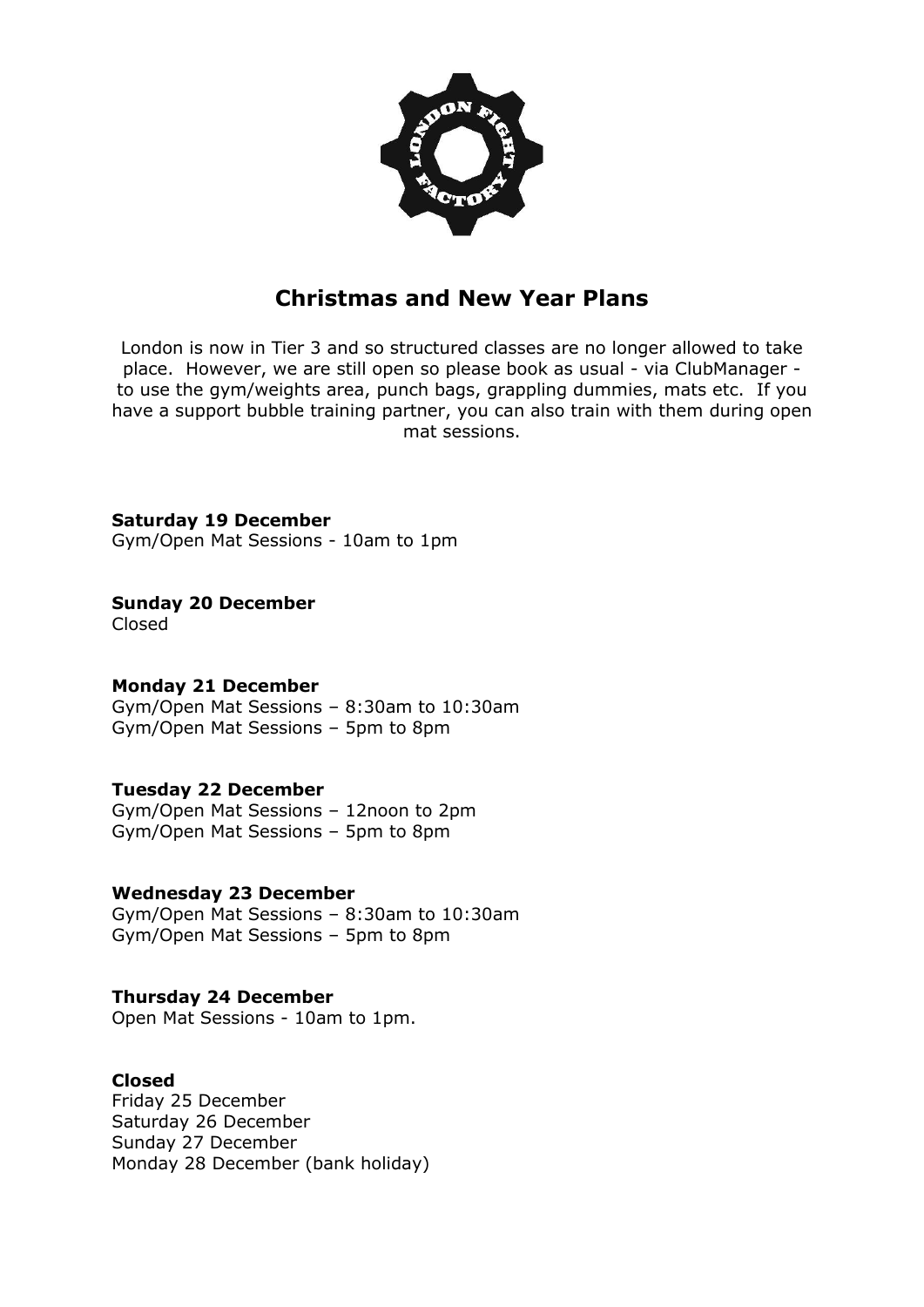# Christmas and New Year Plans

London is now in Tier 3 and so structured classes are no longer allowed to take place. However, we are still open so please book as usual - via ClubManager - to use the gym/weights area, punch bags, grappling dummies, mats etc. If you have a support bubble training partner, you can also train with them during open mat sessions.

**Saturday 19 December**
Gym/Open Mat Sessions - 10am to 1pm

**Sunday 20 December**
Closed

**Monday 21 December**
Gym/Open Mat Sessions – 8:30am to 10:30am
Gym/Open Mat Sessions – 5pm to 8pm

**Tuesday 22 December**
Gym/Open Mat Sessions – 12noon to 2pm
Gym/Open Mat Sessions – 5pm to 8pm

**Wednesday 23 December**
Gym/Open Mat Sessions – 8:30am to 10:30am
Gym/Open Mat Sessions – 5pm to 8pm

**Thursday 24 December**
Open Mat Sessions - 10am to 1pm.

**Closed**
Friday 25 December
Saturday 26 December
Sunday 27 December
Monday 28 December (bank holiday)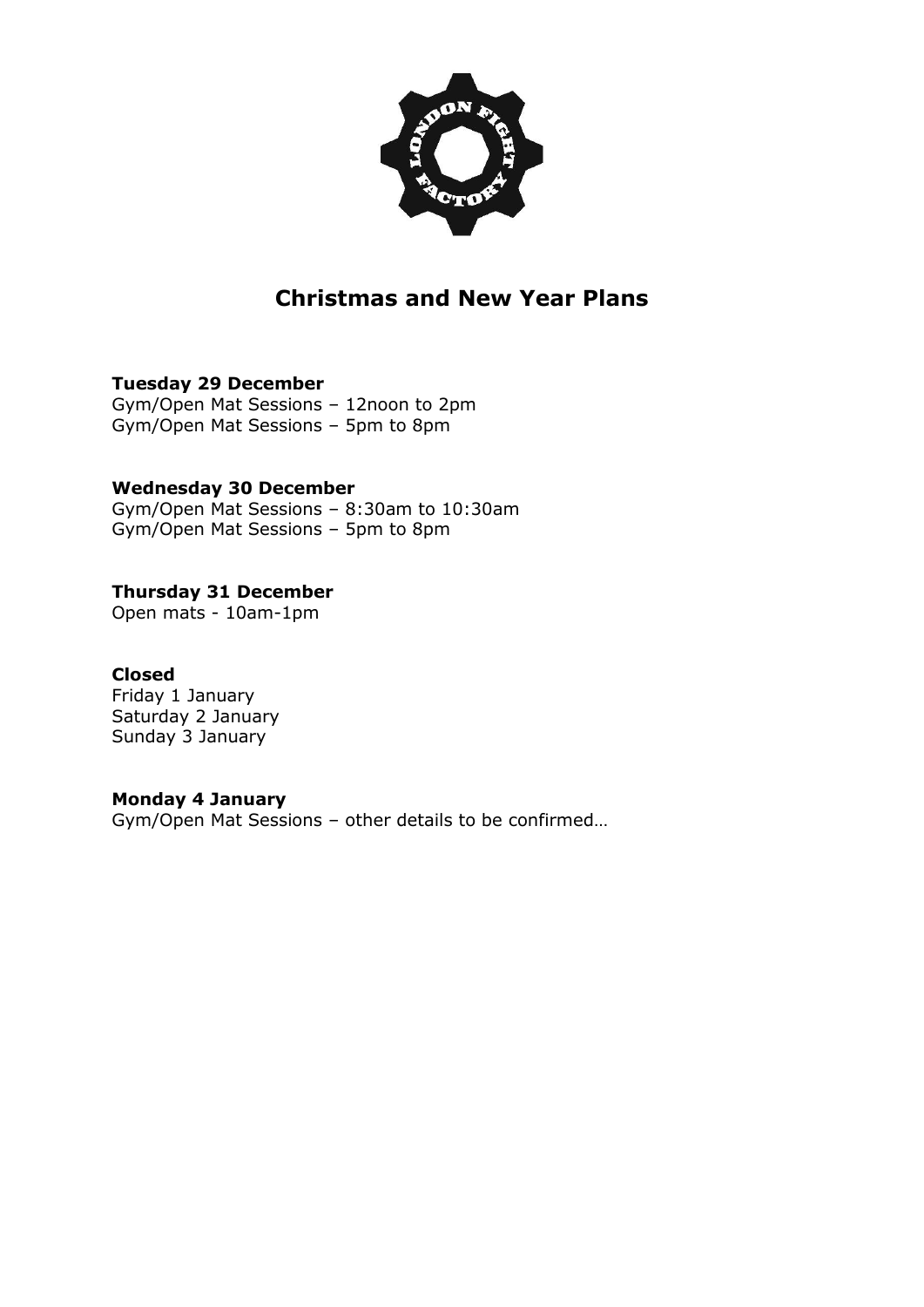# Christmas and New Year Plans

**Tuesday 29 December**
Gym/Open Mat Sessions – 12noon to 2pm
Gym/Open Mat Sessions – 5pm to 8pm

**Wednesday 30 December**
Gym/Open Mat Sessions – 8:30am to 10:30am
Gym/Open Mat Sessions – 5pm to 8pm

**Thursday 31 December**
Open mats - 10am-1pm

**Closed**
Friday 1 January
Saturday 2 January
Sunday 3 January

**Monday 4 January**
Gym/Open Mat Sessions – other details to be confirmed…